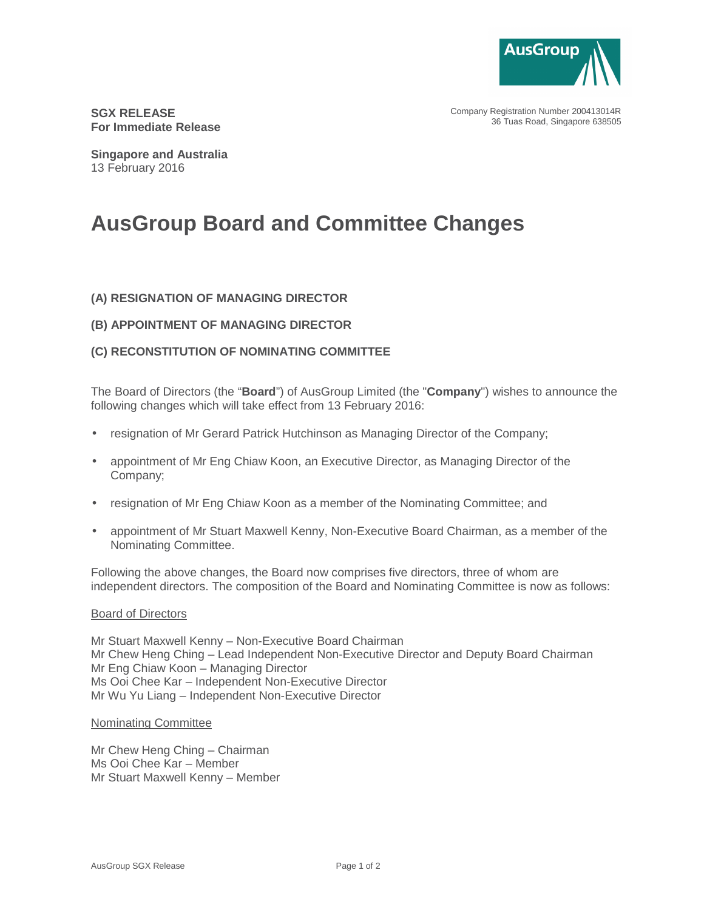**SGX RELEASE**
**For Immediate Release**

Company Registration Number 200413014R
36 Tuas Road, Singapore 638505

**Singapore and Australia**
13 February 2016

# AusGroup Board and Committee Changes

### (A) RESIGNATION OF MANAGING DIRECTOR

### (B) APPOINTMENT OF MANAGING DIRECTOR

### (C) RECONSTITUTION OF NOMINATING COMMITTEE

The Board of Directors (the "**Board**") of AusGroup Limited (the "**Company**") wishes to announce the following changes which will take effect from 13 February 2016:

- resignation of Mr Gerard Patrick Hutchinson as Managing Director of the Company;
- appointment of Mr Eng Chiaw Koon, an Executive Director, as Managing Director of the Company;
- resignation of Mr Eng Chiaw Koon as a member of the Nominating Committee; and
- appointment of Mr Stuart Maxwell Kenny, Non-Executive Board Chairman, as a member of the Nominating Committee.

Following the above changes, the Board now comprises five directors, three of whom are independent directors. The composition of the Board and Nominating Committee is now as follows:

<u>Board of Directors</u>

Mr Stuart Maxwell Kenny – Non-Executive Board Chairman
Mr Chew Heng Ching – Lead Independent Non-Executive Director and Deputy Board Chairman
Mr Eng Chiaw Koon – Managing Director
Ms Ooi Chee Kar – Independent Non-Executive Director
Mr Wu Yu Liang – Independent Non-Executive Director

<u>Nominating Committee</u>

Mr Chew Heng Ching – Chairman
Ms Ooi Chee Kar – Member
Mr Stuart Maxwell Kenny – Member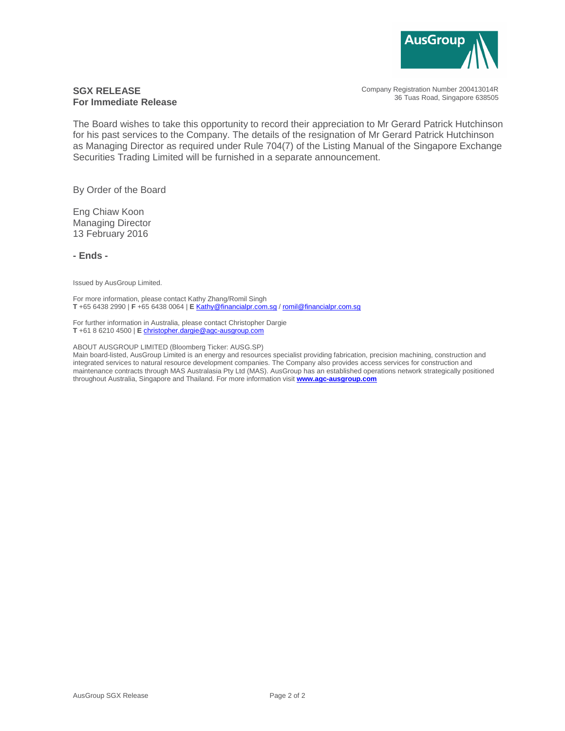**SGX RELEASE**
**For Immediate Release**

Company Registration Number 200413014R
36 Tuas Road, Singapore 638505

The Board wishes to take this opportunity to record their appreciation to Mr Gerard Patrick Hutchinson for his past services to the Company. The details of the resignation of Mr Gerard Patrick Hutchinson as Managing Director as required under Rule 704(7) of the Listing Manual of the Singapore Exchange Securities Trading Limited will be furnished in a separate announcement.

By Order of the Board

Eng Chiaw Koon
Managing Director
13 February 2016

**- Ends -**

Issued by AusGroup Limited.

For more information, please contact Kathy Zhang/Romil Singh
**T** +65 6438 2990 | **F** +65 6438 0064 | **E** Kathy@financialpr.com.sg / romil@financialpr.com.sg

For further information in Australia, please contact Christopher Dargie
**T** +61 8 6210 4500 | **E** christopher.dargie@agc-ausgroup.com

ABOUT AUSGROUP LIMITED (Bloomberg Ticker: AUSG.SP)
Main board-listed, AusGroup Limited is an energy and resources specialist providing fabrication, precision machining, construction and integrated services to natural resource development companies. The Company also provides access services for construction and maintenance contracts through MAS Australasia Pty Ltd (MAS). AusGroup has an established operations network strategically positioned throughout Australia, Singapore and Thailand. For more information visit **www.agc-ausgroup.com**